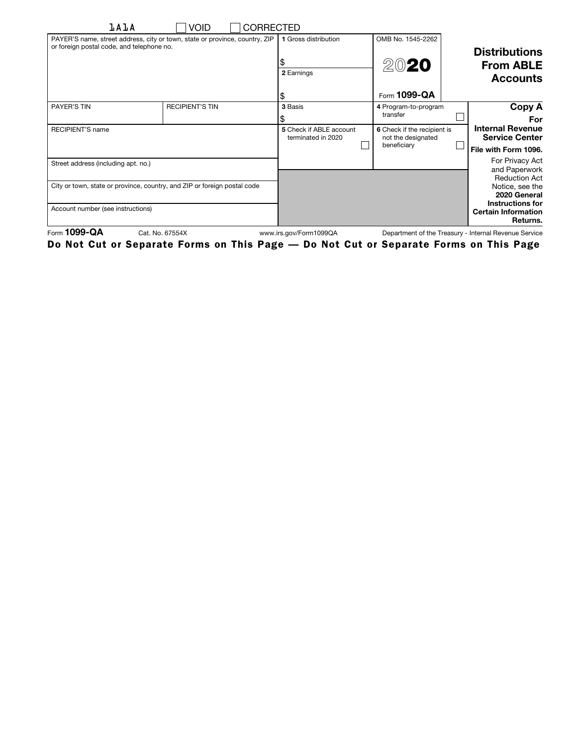1A1A ☐ VOID ☐ CORRECTED

| PAYER'S name, street address, city or town, state or province, country, ZIP or foreign postal code, and telephone no. | | 1 Gross distribution<br>$ | OMB No. 1545-2262<br>2020<br>Form **1099-QA** | **Distributions From ABLE Accounts** |
|---|---|---|---|---|
| | | 2 Earnings<br>$ | | |
| PAYER'S TIN | RECIPIENT'S TIN | 3 Basis<br>$ | 4 Program-to-program transfer ☐ | **Copy A**<br>**For Internal Revenue Service Center**<br>**File with Form 1096.** |
| RECIPIENT'S name | | 5 Check if ABLE account terminated in 2020 ☐ | 6 Check if the recipient is not the designated beneficiary ☐ | For Privacy Act and Paperwork Reduction Act Notice, see the **2020 General Instructions for Certain Information Returns.** |
| Street address (including apt. no.) | | | | |
| City or town, state or province, country, and ZIP or foreign postal code | | | | |
| Account number (see instructions) | | | | |

Form **1099-QA** Cat. No. 67554X www.irs.gov/Form1099QA Department of the Treasury - Internal Revenue Service

**Do Not Cut or Separate Forms on This Page — Do Not Cut or Separate Forms on This Page**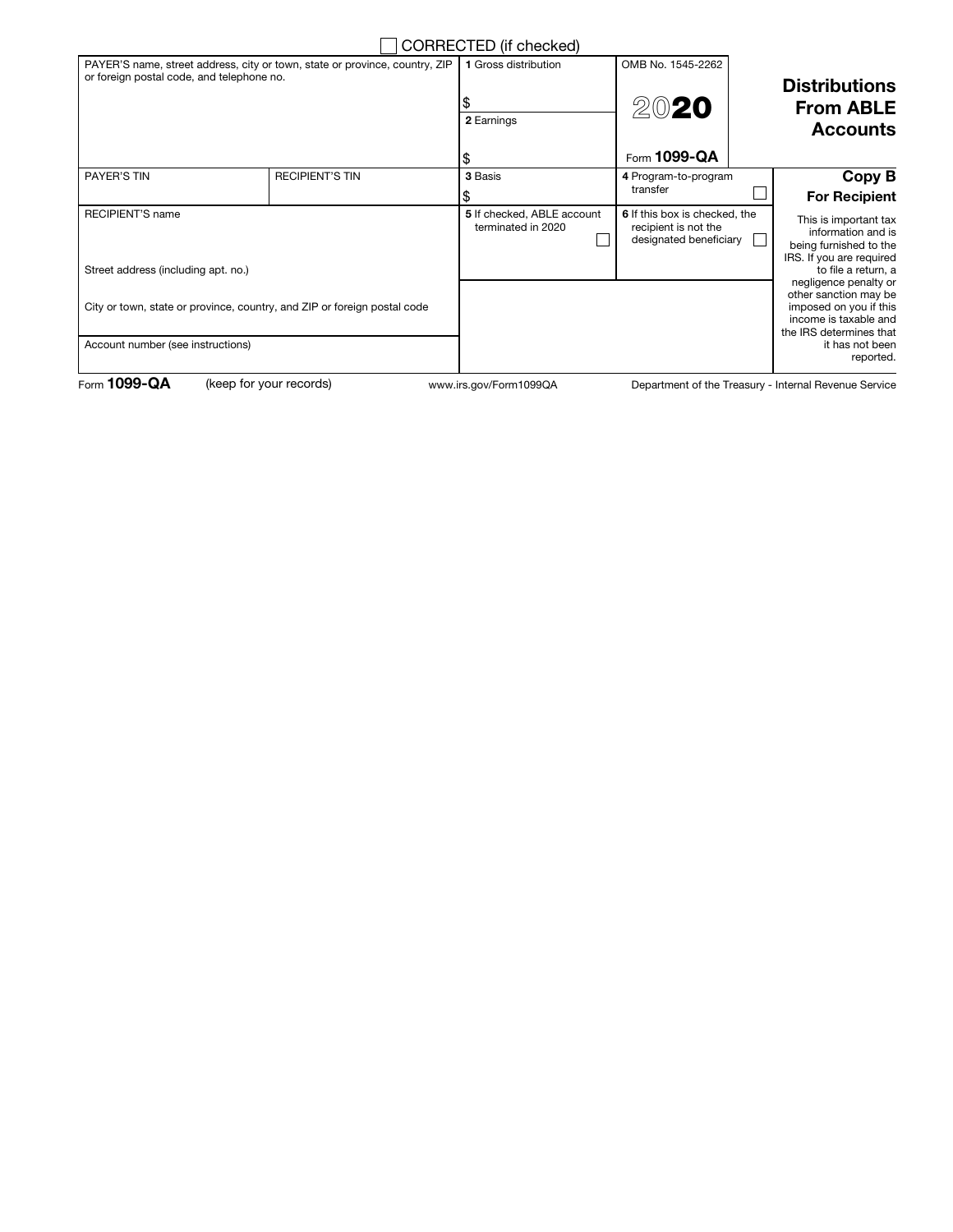☐ CORRECTED (if checked)

| PAYER'S name, street address, city or town, state or province, country, ZIP or foreign postal code, and telephone no. | | 1 Gross distribution<br>$<br>2 Earnings<br>$ | OMB No. 1545-2262<br>**2020**<br>Form **1099-QA** | **Distributions From ABLE Accounts** |
|---|---|---|---|---|
| PAYER'S TIN | RECIPIENT'S TIN | 3 Basis<br>$ | 4 Program-to-program transfer ☐ | **Copy B**<br>**For Recipient** |
| RECIPIENT'S name | | 5 If checked, ABLE account terminated in 2020 ☐ | 6 If this box is checked, the recipient is not the designated beneficiary ☐ | This is important tax information and is being furnished to the IRS. If you are required to file a return, a negligence penalty or other sanction may be imposed on you if this income is taxable and the IRS determines that it has not been reported. |
| Street address (including apt. no.) | | | | |
| City or town, state or province, country, and ZIP or foreign postal code | | | | |
| Account number (see instructions) | | | | |

Form **1099-QA** (keep for your records) www.irs.gov/Form1099QA Department of the Treasury - Internal Revenue Service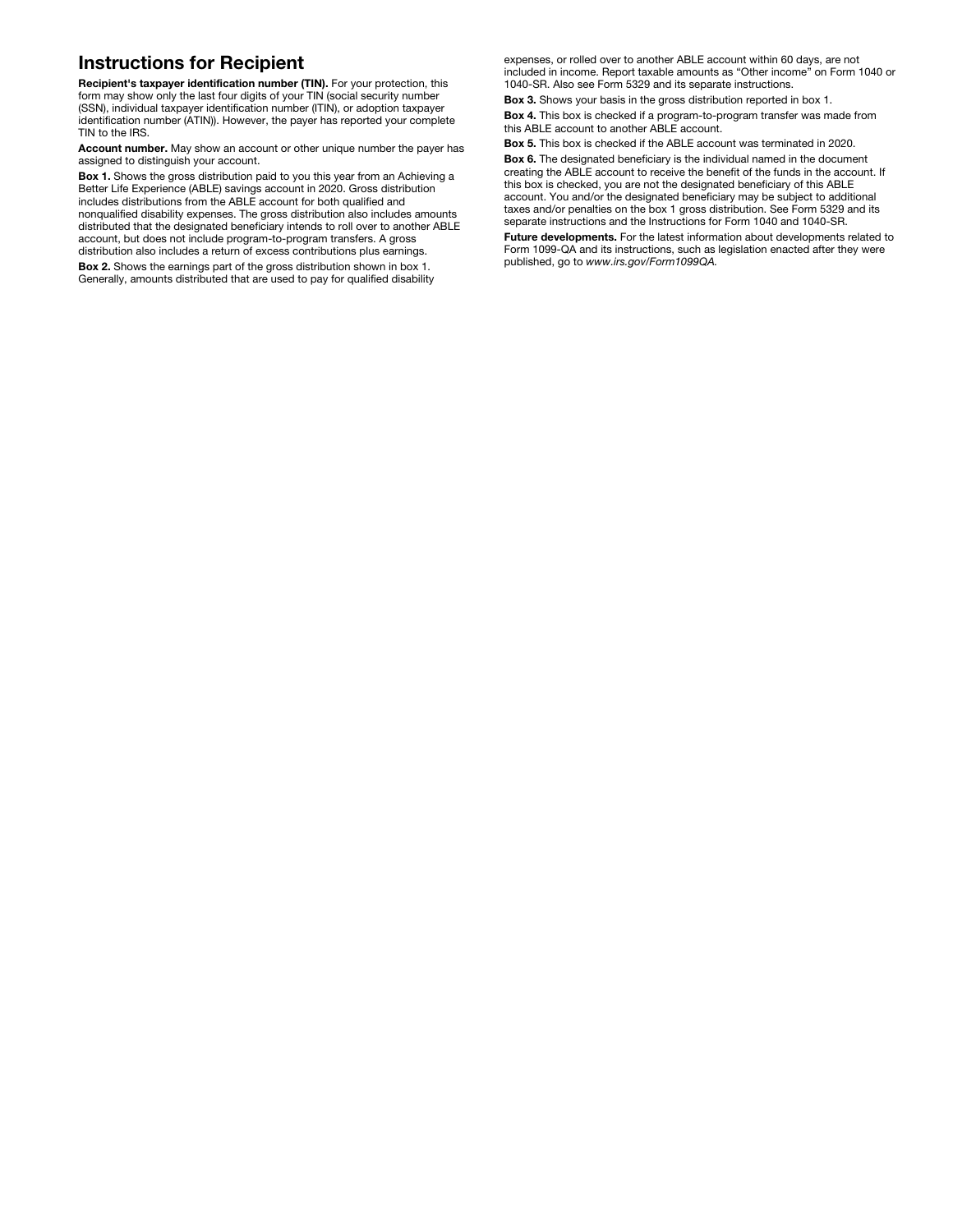## Instructions for Recipient

**Recipient's taxpayer identification number (TIN).** For your protection, this form may show only the last four digits of your TIN (social security number (SSN), individual taxpayer identification number (ITIN), or adoption taxpayer identification number (ATIN)). However, the payer has reported your complete TIN to the IRS.

**Account number.** May show an account or other unique number the payer has assigned to distinguish your account.

**Box 1.** Shows the gross distribution paid to you this year from an Achieving a Better Life Experience (ABLE) savings account in 2020. Gross distribution includes distributions from the ABLE account for both qualified and nonqualified disability expenses. The gross distribution also includes amounts distributed that the designated beneficiary intends to roll over to another ABLE account, but does not include program-to-program transfers. A gross distribution also includes a return of excess contributions plus earnings.

**Box 2.** Shows the earnings part of the gross distribution shown in box 1. Generally, amounts distributed that are used to pay for qualified disability expenses, or rolled over to another ABLE account within 60 days, are not included in income. Report taxable amounts as "Other income" on Form 1040 or 1040-SR. Also see Form 5329 and its separate instructions.

**Box 3.** Shows your basis in the gross distribution reported in box 1.

**Box 4.** This box is checked if a program-to-program transfer was made from this ABLE account to another ABLE account.

**Box 5.** This box is checked if the ABLE account was terminated in 2020.

**Box 6.** The designated beneficiary is the individual named in the document creating the ABLE account to receive the benefit of the funds in the account. If this box is checked, you are not the designated beneficiary of this ABLE account. You and/or the designated beneficiary may be subject to additional taxes and/or penalties on the box 1 gross distribution. See Form 5329 and its separate instructions and the Instructions for Form 1040 and 1040-SR.

**Future developments.** For the latest information about developments related to Form 1099-QA and its instructions, such as legislation enacted after they were published, go to *www.irs.gov/Form1099QA.*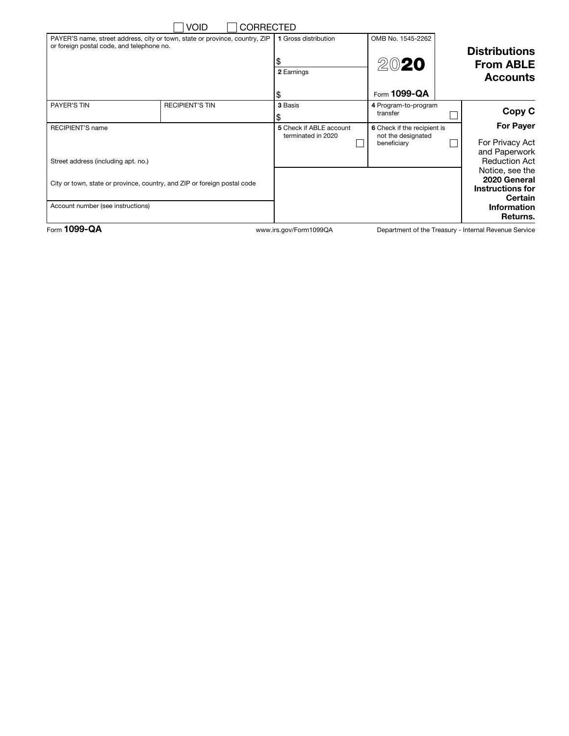☐ VOID ☐ CORRECTED

| PAYER'S name, street address, city or town, state or province, country, ZIP or foreign postal code, and telephone no. | | 1 Gross distribution<br>$ | OMB No. 1545-2262<br>**2020**<br>Form **1099-QA** | **Distributions From ABLE Accounts** |
|---|---|---|---|---|
| | | 2 Earnings<br>$ | | |
| PAYER'S TIN | RECIPIENT'S TIN | 3 Basis<br>$ | 4 Program-to-program transfer ☐ | **Copy C** |
| RECIPIENT'S name<br><br>Street address (including apt. no.) | | 5 Check if ABLE account terminated in 2020 ☐ | 6 Check if the recipient is not the designated beneficiary ☐ | **For Payer**<br><br>For Privacy Act and Paperwork Reduction Act Notice, see the **2020 General Instructions for Certain Information Returns.** |
| City or town, state or province, country, and ZIP or foreign postal code | | | | |
| Account number (see instructions) | | | | |

Form **1099-QA** www.irs.gov/Form1099QA Department of the Treasury - Internal Revenue Service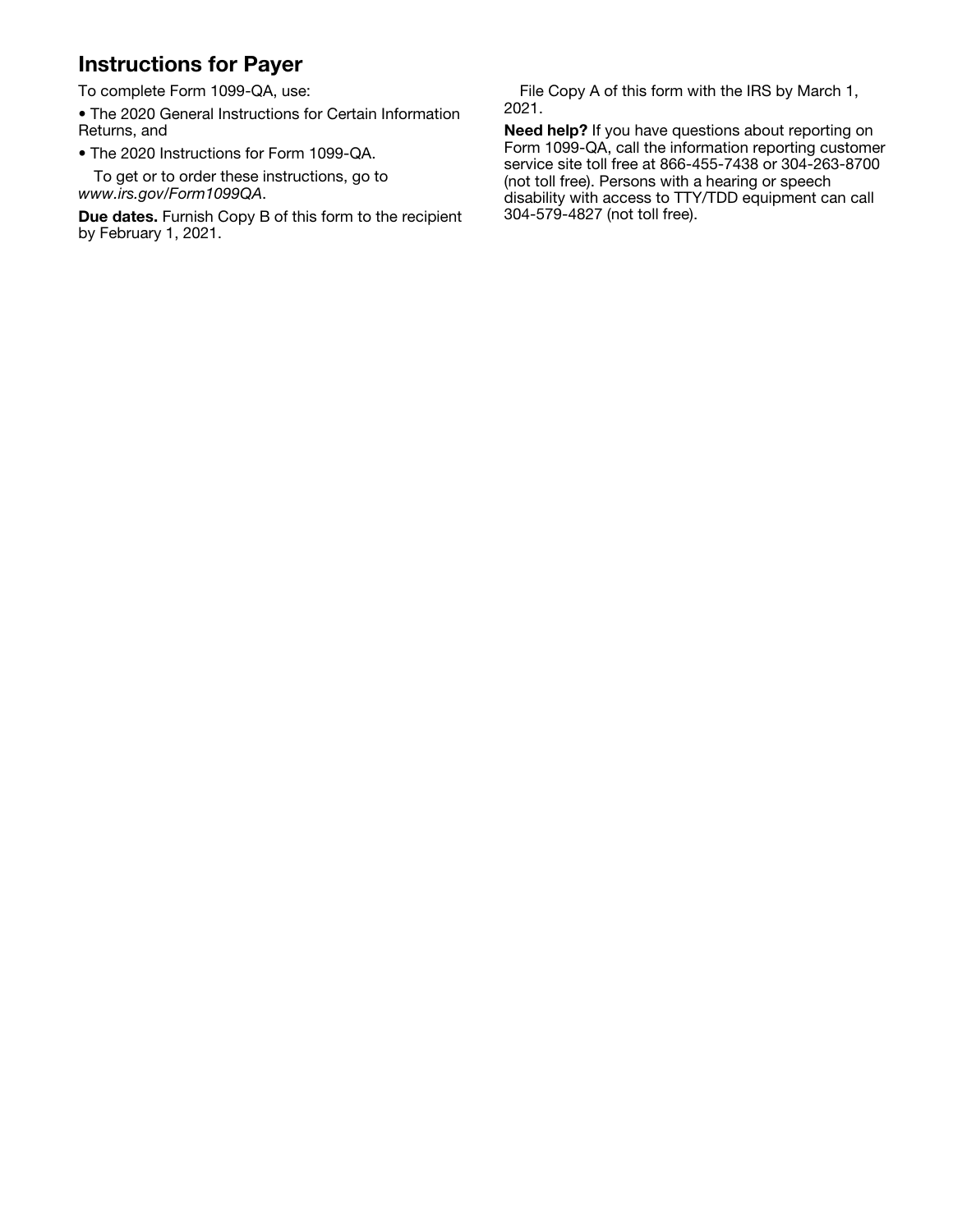## Instructions for Payer

To complete Form 1099-QA, use:

- The 2020 General Instructions for Certain Information Returns, and
- The 2020 Instructions for Form 1099-QA.

To get or to order these instructions, go to *www.irs.gov/Form1099QA*.

**Due dates.** Furnish Copy B of this form to the recipient by February 1, 2021.

File Copy A of this form with the IRS by March 1, 2021.

**Need help?** If you have questions about reporting on Form 1099-QA, call the information reporting customer service site toll free at 866-455-7438 or 304-263-8700 (not toll free). Persons with a hearing or speech disability with access to TTY/TDD equipment can call 304-579-4827 (not toll free).